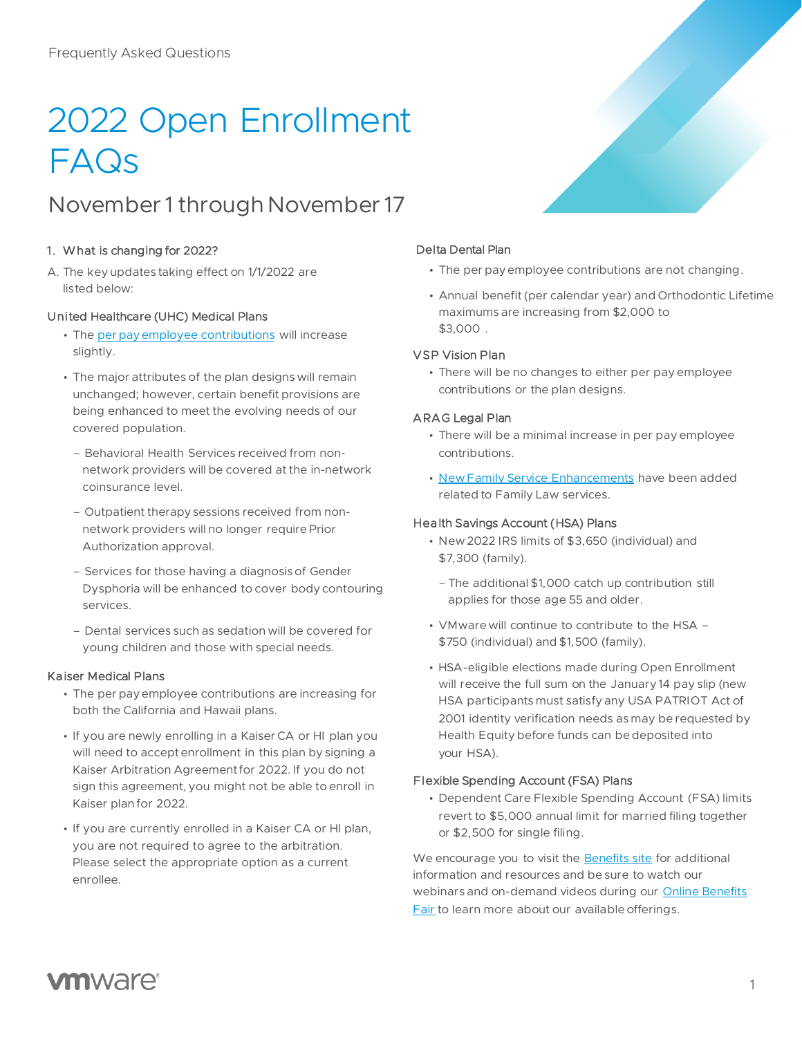Frequently Asked Questions

# 2022 Open Enrollment FAQs

## November 1 through November 17

1. What is changing for 2022?

A. The key updates taking effect on 1/1/2022 are listed below:

### United Healthcare (UHC) Medical Plans

- The per pay employee contributions will increase slightly.
- The major attributes of the plan designs will remain unchanged; however, certain benefit provisions are being enhanced to meet the evolving needs of our covered population.
  - Behavioral Health Services received from non-network providers will be covered at the in-network coinsurance level.
  - Outpatient therapy sessions received from non-network providers will no longer require Prior Authorization approval.
  - Services for those having a diagnosis of Gender Dysphoria will be enhanced to cover body contouring services.
  - Dental services such as sedation will be covered for young children and those with special needs.

### Kaiser Medical Plans

- The per pay employee contributions are increasing for both the California and Hawaii plans.
- If you are newly enrolling in a Kaiser CA or HI plan you will need to accept enrollment in this plan by signing a Kaiser Arbitration Agreement for 2022. If you do not sign this agreement, you might not be able to enroll in Kaiser plan for 2022.
- If you are currently enrolled in a Kaiser CA or HI plan, you are not required to agree to the arbitration. Please select the appropriate option as a current enrollee.

### Delta Dental Plan

- The per pay employee contributions are not changing.
- Annual benefit (per calendar year) and Orthodontic Lifetime maximums are increasing from $2,000 to $3,000 .

### VSP Vision Plan

- There will be no changes to either per pay employee contributions or the plan designs.

### ARAG Legal Plan

- There will be a minimal increase in per pay employee contributions.
- New Family Service Enhancements have been added related to Family Law services.

### Health Savings Account (HSA) Plans

- New 2022 IRS limits of $3,650 (individual) and $7,300 (family).
  - The additional $1,000 catch up contribution still applies for those age 55 and older.
- VMware will continue to contribute to the HSA – $750 (individual) and $1,500 (family).
- HSA-eligible elections made during Open Enrollment will receive the full sum on the January 14 pay slip (new HSA participants must satisfy any USA PATRIOT Act of 2001 identity verification needs as may be requested by Health Equity before funds can be deposited into your HSA).

### Flexible Spending Account (FSA) Plans

- Dependent Care Flexible Spending Account (FSA) limits revert to $5,000 annual limit for married filing together or $2,500 for single filing.

We encourage you to visit the Benefits site for additional information and resources and be sure to watch our webinars and on-demand videos during our Online Benefits Fair to learn more about our available offerings.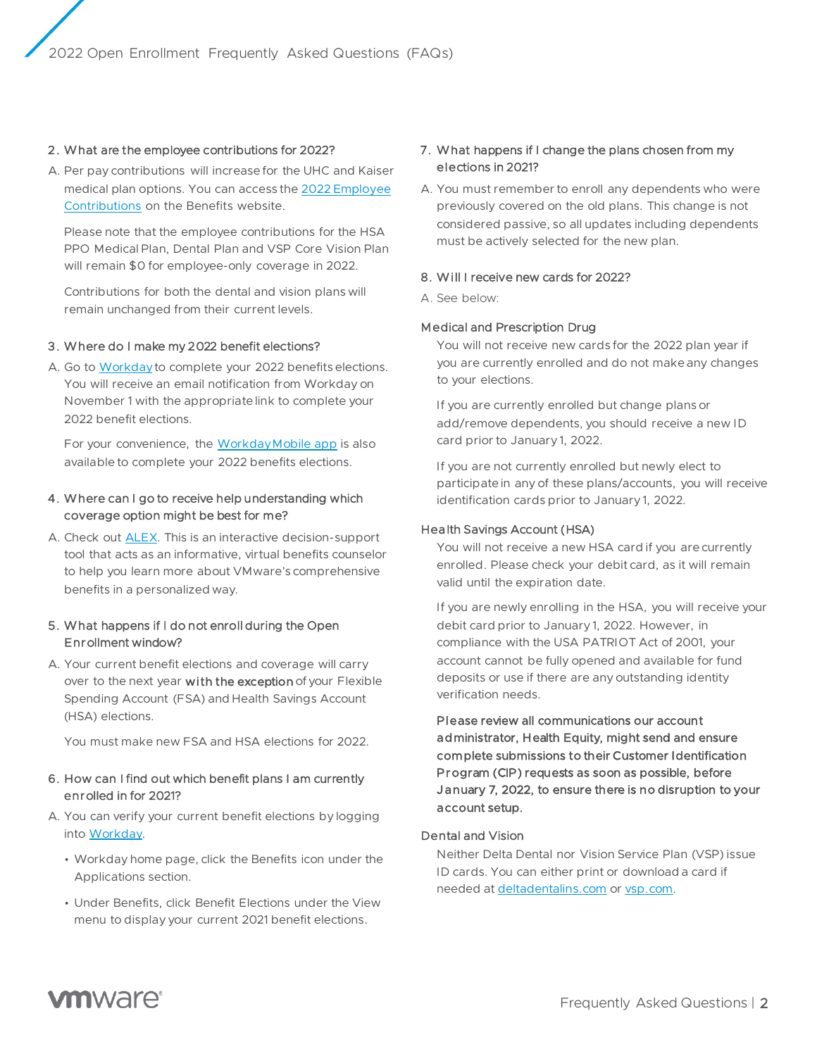**2. What are the employee contributions for 2022?**

A. Per pay contributions will increase for the UHC and Kaiser medical plan options. You can access the 2022 Employee Contributions on the Benefits website.

Please note that the employee contributions for the HSA PPO Medical Plan, Dental Plan and VSP Core Vision Plan will remain $0 for employee-only coverage in 2022.

Contributions for both the dental and vision plans will remain unchanged from their current levels.

**3. Where do I make my 2022 benefit elections?**

A. Go to Workday to complete your 2022 benefits elections. You will receive an email notification from Workday on November 1 with the appropriate link to complete your 2022 benefit elections.

For your convenience, the Workday Mobile app is also available to complete your 2022 benefits elections.

**4. Where can I go to receive help understanding which coverage option might be best for me?**

A. Check out ALEX. This is an interactive decision-support tool that acts as an informative, virtual benefits counselor to help you learn more about VMware's comprehensive benefits in a personalized way.

**5. What happens if I do not enroll during the Open Enrollment window?**

A. Your current benefit elections and coverage will carry over to the next year **with the exception** of your Flexible Spending Account (FSA) and Health Savings Account (HSA) elections.

You must make new FSA and HSA elections for 2022.

**6. How can I find out which benefit plans I am currently enrolled in for 2021?**

A. You can verify your current benefit elections by logging into Workday.

- Workday home page, click the Benefits icon under the Applications section.
- Under Benefits, click Benefit Elections under the View menu to display your current 2021 benefit elections.

**7. What happens if I change the plans chosen from my elections in 2021?**

A. You must remember to enroll any dependents who were previously covered on the old plans. This change is not considered passive, so all updates including dependents must be actively selected for the new plan.

**8. Will I receive new cards for 2022?**

A. See below:

Medical and Prescription Drug

You will not receive new cards for the 2022 plan year if you are currently enrolled and do not make any changes to your elections.

If you are currently enrolled but change plans or add/remove dependents, you should receive a new ID card prior to January 1, 2022.

If you are not currently enrolled but newly elect to participate in any of these plans/accounts, you will receive identification cards prior to January 1, 2022.

Health Savings Account (HSA)

You will not receive a new HSA card if you are currently enrolled. Please check your debit card, as it will remain valid until the expiration date.

If you are newly enrolling in the HSA, you will receive your debit card prior to January 1, 2022. However, in compliance with the USA PATRIOT Act of 2001, your account cannot be fully opened and available for fund deposits or use if there are any outstanding identity verification needs.

**Please review all communications our account administrator, Health Equity, might send and ensure complete submissions to their Customer Identification Program (CIP) requests as soon as possible, before January 7, 2022, to ensure there is no disruption to your account setup.**

Dental and Vision

Neither Delta Dental nor Vision Service Plan (VSP) issue ID cards. You can either print or download a card if needed at deltadentalins.com or vsp.com.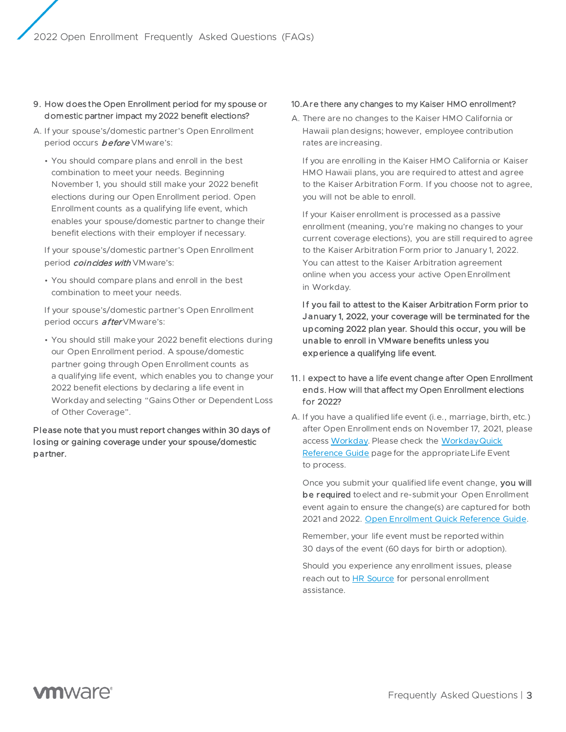9. **How does the Open Enrollment period for my spouse or domestic partner impact my 2022 benefit elections?**

A. If your spouse's/domestic partner's Open Enrollment period occurs ***before*** VMware's:

- You should compare plans and enroll in the best combination to meet your needs. Beginning November 1, you should still make your 2022 benefit elections during our Open Enrollment period. Open Enrollment counts as a qualifying life event, which enables your spouse/domestic partner to change their benefit elections with their employer if necessary.

If your spouse's/domestic partner's Open Enrollment period ***coincides with*** VMware's:

- You should compare plans and enroll in the best combination to meet your needs.

If your spouse's/domestic partner's Open Enrollment period occurs ***after*** VMware's:

- You should still make your 2022 benefit elections during our Open Enrollment period. A spouse/domestic partner going through Open Enrollment counts as a qualifying life event, which enables you to change your 2022 benefit elections by declaring a life event in Workday and selecting "Gains Other or Dependent Loss of Other Coverage".

**Please note that you must report changes within 30 days of losing or gaining coverage under your spouse/domestic partner.**

10. **Are there any changes to my Kaiser HMO enrollment?**

A. There are no changes to the Kaiser HMO California or Hawaii plan designs; however, employee contribution rates are increasing.

If you are enrolling in the Kaiser HMO California or Kaiser HMO Hawaii plans, you are required to attest and agree to the Kaiser Arbitration Form. If you choose not to agree, you will not be able to enroll.

If your Kaiser enrollment is processed as a passive enrollment (meaning, you're making no changes to your current coverage elections), you are still required to agree to the Kaiser Arbitration Form prior to January 1, 2022. You can attest to the Kaiser Arbitration agreement online when you access your active Open Enrollment in Workday.

**If you fail to attest to the Kaiser Arbitration Form prior to January 1, 2022, your coverage will be terminated for the upcoming 2022 plan year. Should this occur, you will be unable to enroll in VMware benefits unless you experience a qualifying life event.**

11. **I expect to have a life event change after Open Enrollment ends. How will that affect my Open Enrollment elections for 2022?**

A. If you have a qualified life event (i.e., marriage, birth, etc.) after Open Enrollment ends on November 17, 2021, please access Workday. Please check the Workday Quick Reference Guide page for the appropriate Life Event to process.

Once you submit your qualified life event change, **you will be required** to elect and re-submit your Open Enrollment event again to ensure the change(s) are captured for both 2021 and 2022. Open Enrollment Quick Reference Guide.

Remember, your life event must be reported within 30 days of the event (60 days for birth or adoption).

Should you experience any enrollment issues, please reach out to HR Source for personal enrollment assistance.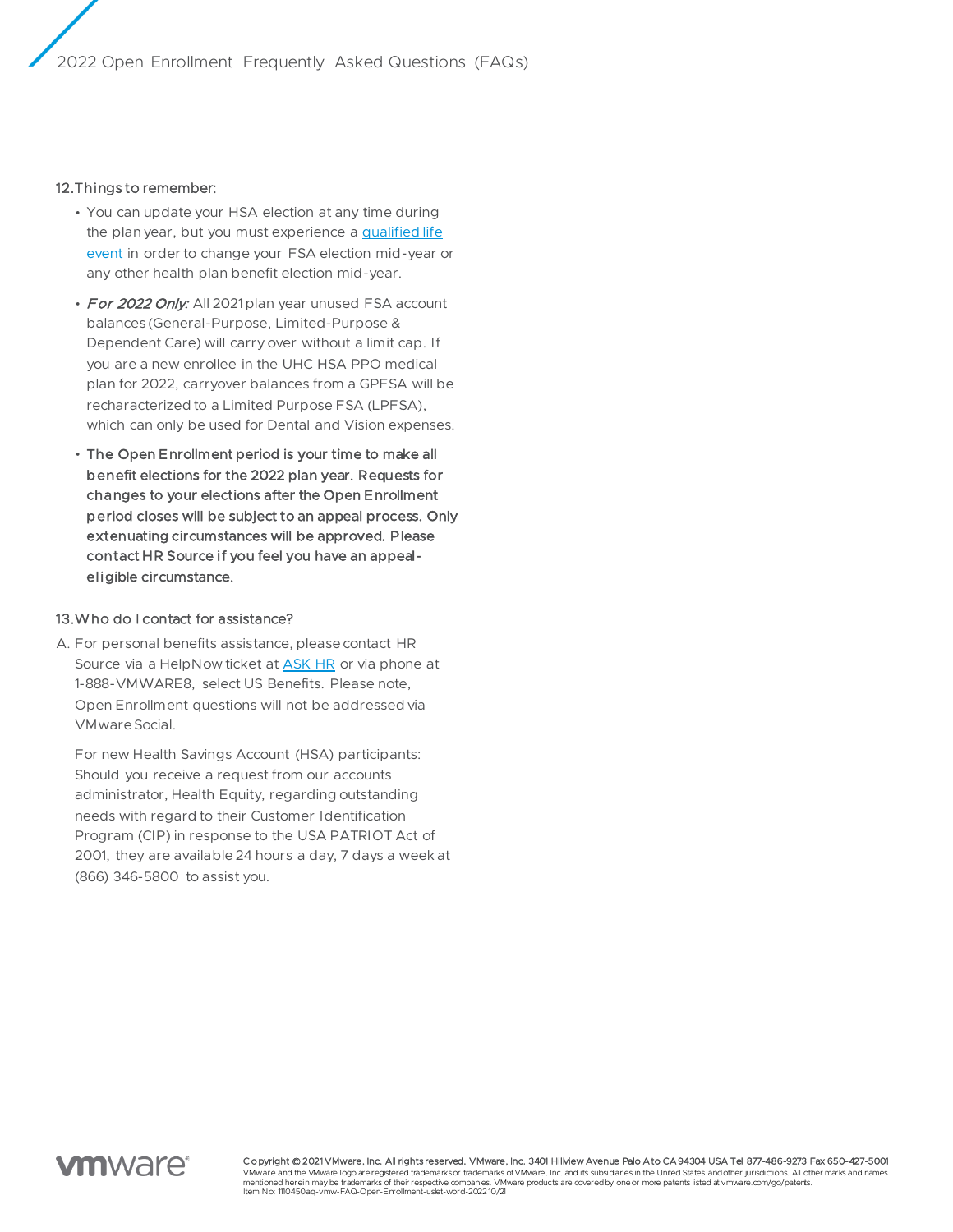12. Things to remember:

- You can update your HSA election at any time during the plan year, but you must experience a qualified life event in order to change your FSA election mid-year or any other health plan benefit election mid-year.
- ***For 2022 Only:*** All 2021 plan year unused FSA account balances (General-Purpose, Limited-Purpose & Dependent Care) will carry over without a limit cap. If you are a new enrollee in the UHC HSA PPO medical plan for 2022, carryover balances from a GPFSA will be recharacterized to a Limited Purpose FSA (LPFSA), which can only be used for Dental and Vision expenses.
- **The Open Enrollment period is your time to make all benefit elections for the 2022 plan year. Requests for changes to your elections after the Open Enrollment period closes will be subject to an appeal process. Only extenuating circumstances will be approved. Please contact HR Source if you feel you have an appeal-eligible circumstance.**

13. Who do I contact for assistance?

A. For personal benefits assistance, please contact HR Source via a HelpNow ticket at ASK HR or via phone at 1-888-VMWARE8, select US Benefits. Please note, Open Enrollment questions will not be addressed via VMware Social.

For new Health Savings Account (HSA) participants: Should you receive a request from our accounts administrator, Health Equity, regarding outstanding needs with regard to their Customer Identification Program (CIP) in response to the USA PATRIOT Act of 2001, they are available 24 hours a day, 7 days a week at (866) 346-5800 to assist you.

vmware®

Copyright © 2021 VMware, Inc. All rights reserved. VMware, Inc. 3401 Hillview Avenue Palo Alto CA 94304 USA Tel 877-486-9273 Fax 650-427-5001
VMware and the VMware logo are registered trademarks or trademarks of VMware, Inc. and its subsidiaries in the United States and other jurisdictions. All other marks and names mentioned herein may be trademarks of their respective companies. VMware products are covered by one or more patents listed at vmware.com/go/patents.
Item No: 1110450aq-vmw-FAQ-Open-Enrollment-uslet-word-2022 10/21